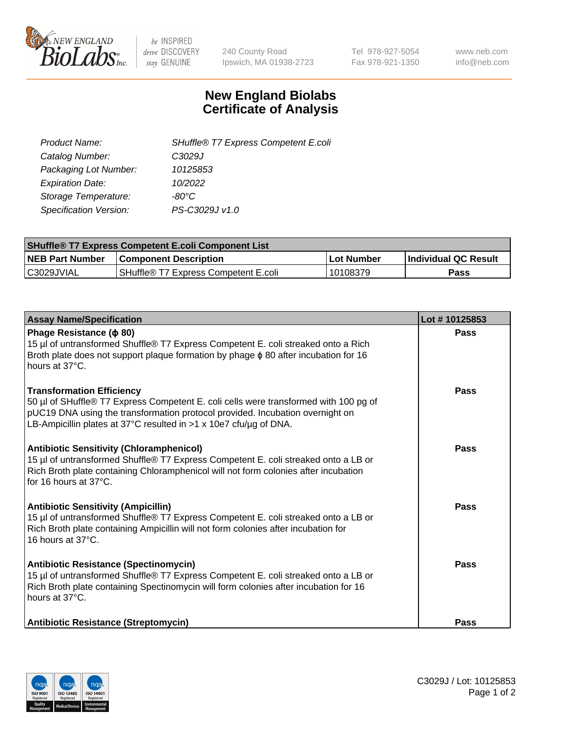240 County Road
Ipswich, MA 01938-2723

Tel 978-927-5054
Fax 978-921-1350

www.neb.com
info@neb.com

# New England Biolabs
# Certificate of Analysis

| | |
|---|---|
| *Product Name:* | *SHuffle® T7 Express Competent E.coli* |
| *Catalog Number:* | *C3029J* |
| *Packaging Lot Number:* | *10125853* |
| *Expiration Date:* | *10/2022* |
| *Storage Temperature:* | *-80°C* |
| *Specification Version:* | *PS-C3029J v1.0* |

| SHuffle® T7 Express Competent E.coli Component List | | | |
|---|---|---|---|
| **NEB Part Number** | **Component Description** | **Lot Number** | **Individual QC Result** |
| C3029JVIAL | SHuffle® T7 Express Competent E.coli | 10108379 | **Pass** |

| Assay Name/Specification | Lot # 10125853 |
|---|---|
| **Phage Resistance (ϕ 80)**<br>15 µl of untransformed Shuffle® T7 Express Competent E. coli streaked onto a Rich Broth plate does not support plaque formation by phage ϕ 80 after incubation for 16 hours at 37°C. | **Pass** |
| **Transformation Efficiency**<br>50 µl of SHuffle® T7 Express Competent E. coli cells were transformed with 100 pg of pUC19 DNA using the transformation protocol provided. Incubation overnight on LB-Ampicillin plates at 37°C resulted in >1 x 10e7 cfu/µg of DNA. | **Pass** |
| **Antibiotic Sensitivity (Chloramphenicol)**<br>15 µl of untransformed Shuffle® T7 Express Competent E. coli streaked onto a LB or Rich Broth plate containing Chloramphenicol will not form colonies after incubation for 16 hours at 37°C. | **Pass** |
| **Antibiotic Sensitivity (Ampicillin)**<br>15 µl of untransformed Shuffle® T7 Express Competent E. coli streaked onto a LB or Rich Broth plate containing Ampicillin will not form colonies after incubation for 16 hours at 37°C. | **Pass** |
| **Antibiotic Resistance (Spectinomycin)**<br>15 µl of untransformed Shuffle® T7 Express Competent E. coli streaked onto a LB or Rich Broth plate containing Spectinomycin will form colonies after incubation for 16 hours at 37°C. | **Pass** |
| **Antibiotic Resistance (Streptomycin)** | **Pass** |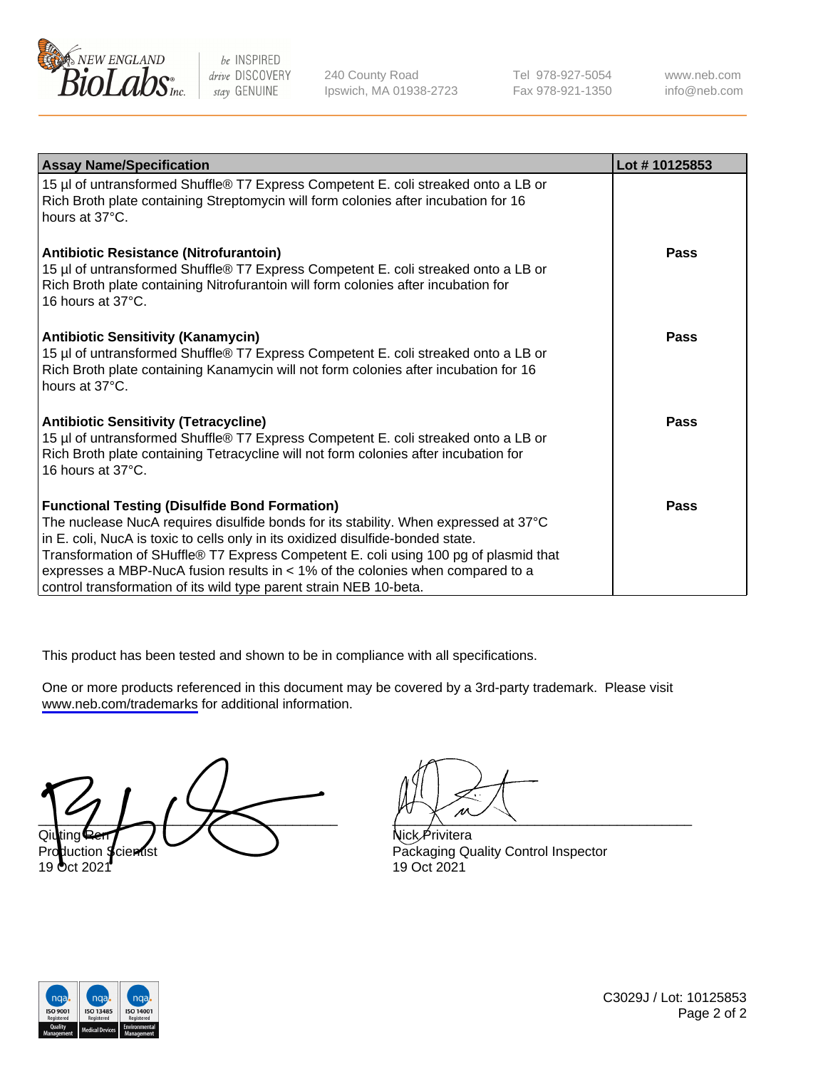| Assay Name/Specification | Lot # 10125853 |
|---|---|
| 15 µl of untransformed Shuffle® T7 Express Competent E. coli streaked onto a LB or Rich Broth plate containing Streptomycin will form colonies after incubation for 16 hours at 37°C. | |
| **Antibiotic Resistance (Nitrofurantoin)** 15 µl of untransformed Shuffle® T7 Express Competent E. coli streaked onto a LB or Rich Broth plate containing Nitrofurantoin will form colonies after incubation for 16 hours at 37°C. | Pass |
| **Antibiotic Sensitivity (Kanamycin)** 15 µl of untransformed Shuffle® T7 Express Competent E. coli streaked onto a LB or Rich Broth plate containing Kanamycin will not form colonies after incubation for 16 hours at 37°C. | Pass |
| **Antibiotic Sensitivity (Tetracycline)** 15 µl of untransformed Shuffle® T7 Express Competent E. coli streaked onto a LB or Rich Broth plate containing Tetracycline will not form colonies after incubation for 16 hours at 37°C. | Pass |
| **Functional Testing (Disulfide Bond Formation)** The nuclease NucA requires disulfide bonds for its stability. When expressed at 37°C in E. coli, NucA is toxic to cells only in its oxidized disulfide-bonded state. Transformation of SHuffle® T7 Express Competent E. coli using 100 pg of plasmid that expresses a MBP-NucA fusion results in < 1% of the colonies when compared to a control transformation of its wild type parent strain NEB 10-beta. | Pass |

This product has been tested and shown to be in compliance with all specifications.

One or more products referenced in this document may be covered by a 3rd-party trademark. Please visit www.neb.com/trademarks for additional information.

Qiuting Ren
Production Scientist
19 Oct 2021

Nick Privitera
Packaging Quality Control Inspector
19 Oct 2021

C3029J / Lot: 10125853